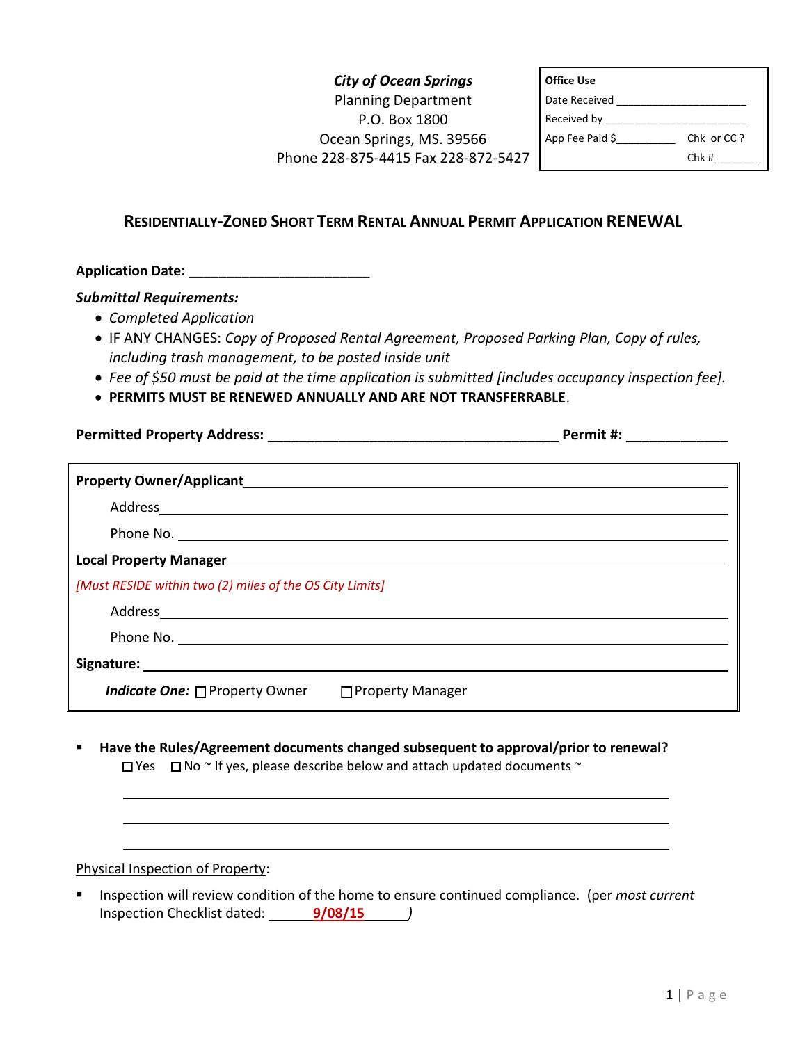***City of Ocean Springs***
Planning Department
P.O. Box 1800
Ocean Springs, MS. 39566
Phone 228-875-4415 Fax 228-872-5427

| **Office Use** | |
|---|---|
| Date Received ____________________ | |
| Received by ______________________ | |
| App Fee Paid $_________ | Chk or CC ? |
| | Chk #_______ |

## RESIDENTIALLY-ZONED SHORT TERM RENTAL ANNUAL PERMIT APPLICATION RENEWAL

**Application Date: ________________________**

***Submittal Requirements:***

- *Completed Application*
- IF ANY CHANGES: *Copy of Proposed Rental Agreement, Proposed Parking Plan, Copy of rules, including trash management, to be posted inside unit*
- *Fee of $50 must be paid at the time application is submitted [includes occupancy inspection fee].*
- **PERMITS MUST BE RENEWED ANNUALLY AND ARE NOT TRANSFERRABLE**.

**Permitted Property Address: ______________________________________ Permit #: _____________**

**Property Owner/Applicant** ________________________________________________________________

Address ________________________________________________________________

Phone No. ________________________________________________________________

**Local Property Manager** ________________________________________________________________

*[Must RESIDE within two (2) miles of the OS City Limits]*

Address ________________________________________________________________

Phone No. ________________________________________________________________

**Signature:** ________________________________________________________________

***Indicate One:*** ☐ Property Owner ☐ Property Manager

- **Have the Rules/Agreement documents changed subsequent to approval/prior to renewal?**
  ☐ Yes ☐ No ~ If yes, please describe below and attach updated documents ~

  ________________________________________________________________

  ________________________________________________________________

  ________________________________________________________________

Physical Inspection of Property:

- Inspection will review condition of the home to ensure continued compliance. (per *most current* Inspection Checklist dated: **9/08/15**)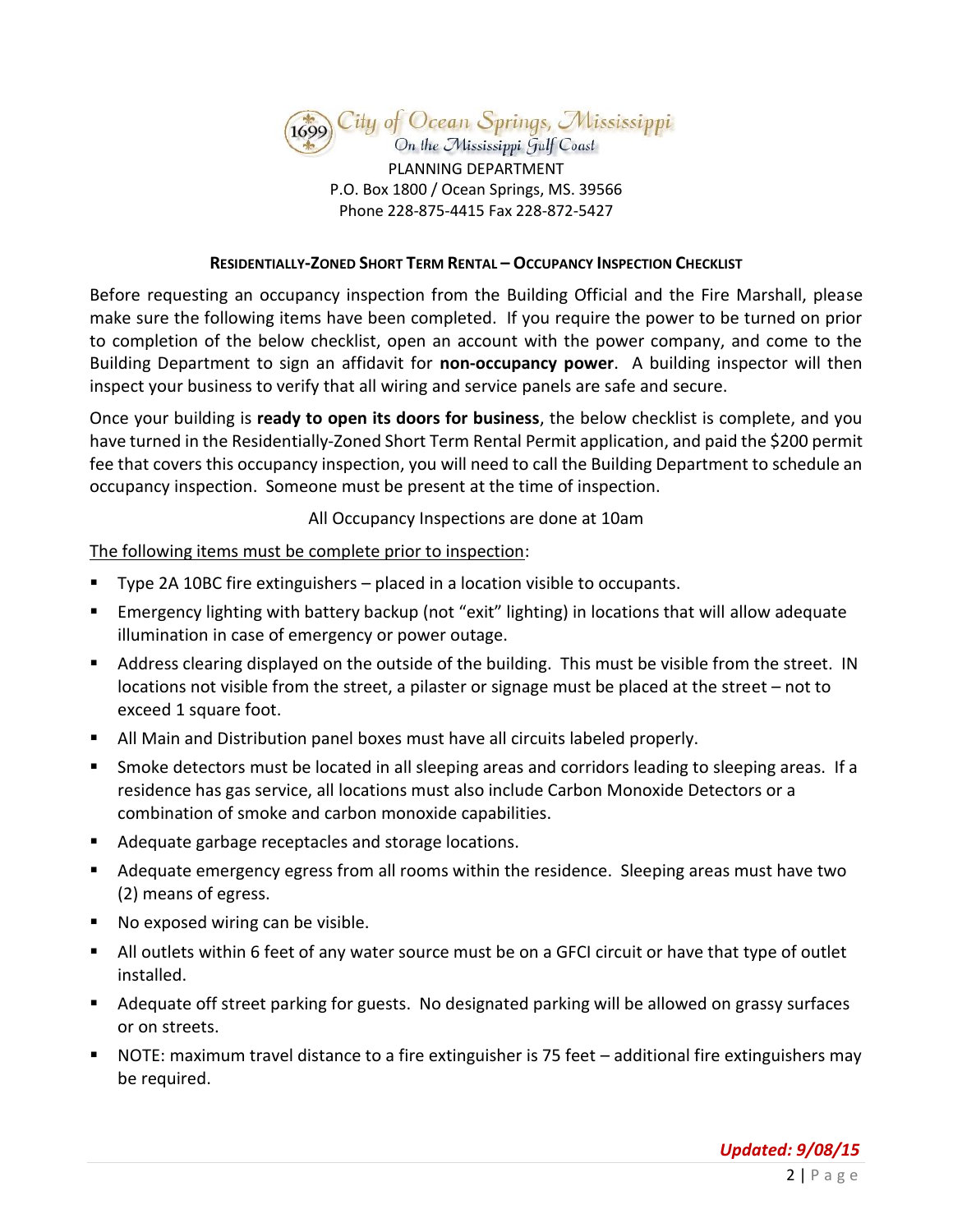City of Ocean Springs, Mississippi

On the Mississippi Gulf Coast

PLANNING DEPARTMENT

P.O. Box 1800 / Ocean Springs, MS. 39566

Phone 228-875-4415 Fax 228-872-5427

## Residentially-Zoned Short Term Rental – Occupancy Inspection Checklist

Before requesting an occupancy inspection from the Building Official and the Fire Marshall, please make sure the following items have been completed. If you require the power to be turned on prior to completion of the below checklist, open an account with the power company, and come to the Building Department to sign an affidavit for **non-occupancy power**. A building inspector will then inspect your business to verify that all wiring and service panels are safe and secure.

Once your building is **ready to open its doors for business**, the below checklist is complete, and you have turned in the Residentially-Zoned Short Term Rental Permit application, and paid the $200 permit fee that covers this occupancy inspection, you will need to call the Building Department to schedule an occupancy inspection. Someone must be present at the time of inspection.

All Occupancy Inspections are done at 10am

<u>The following items must be complete prior to inspection</u>:

- Type 2A 10BC fire extinguishers – placed in a location visible to occupants.
- Emergency lighting with battery backup (not "exit" lighting) in locations that will allow adequate illumination in case of emergency or power outage.
- Address clearing displayed on the outside of the building. This must be visible from the street. IN locations not visible from the street, a pilaster or signage must be placed at the street – not to exceed 1 square foot.
- All Main and Distribution panel boxes must have all circuits labeled properly.
- Smoke detectors must be located in all sleeping areas and corridors leading to sleeping areas. If a residence has gas service, all locations must also include Carbon Monoxide Detectors or a combination of smoke and carbon monoxide capabilities.
- Adequate garbage receptacles and storage locations.
- Adequate emergency egress from all rooms within the residence. Sleeping areas must have two (2) means of egress.
- No exposed wiring can be visible.
- All outlets within 6 feet of any water source must be on a GFCI circuit or have that type of outlet installed.
- Adequate off street parking for guests. No designated parking will be allowed on grassy surfaces or on streets.
- NOTE: maximum travel distance to a fire extinguisher is 75 feet – additional fire extinguishers may be required.

***Updated: 9/08/15***